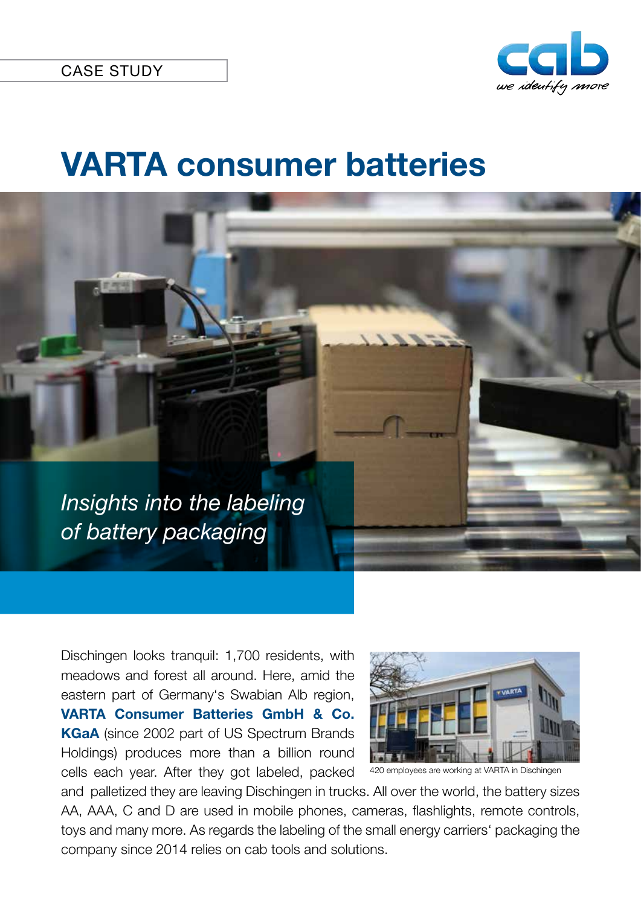CASE STUDY

# VARTA consumer batteries

*Insights into the labeling of battery packaging*

Dischingen looks tranquil: 1,700 residents, with meadows and forest all around. Here, amid the eastern part of Germany's Swabian Alb region, **VARTA Consumer Batteries GmbH & Co. KGaA** (since 2002 part of US Spectrum Brands Holdings) produces more than a billion round cells each year. After they got labeled, packed and palletized they are leaving Dischingen in trucks. All over the world, the battery sizes AA, AAA, C and D are used in mobile phones, cameras, flashlights, remote controls, toys and many more. As regards the labeling of the small energy carriers' packaging the company since 2014 relies on cab tools and solutions.

420 employees are working at VARTA in Dischingen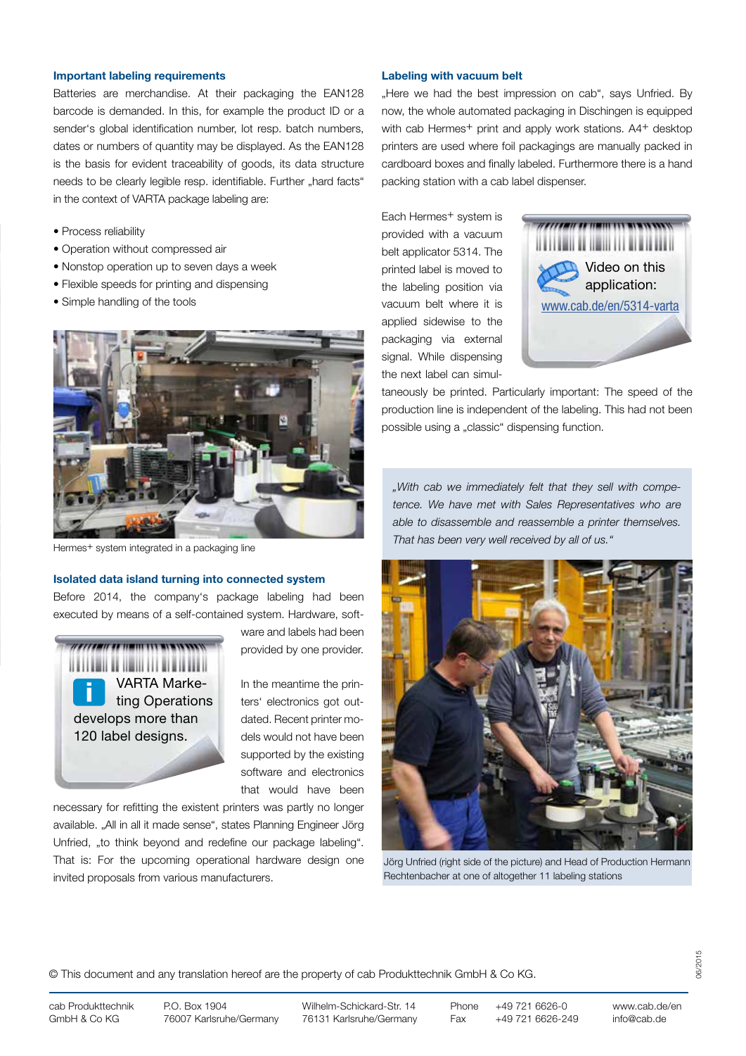### Important labeling requirements

Batteries are merchandise. At their packaging the EAN128 barcode is demanded. In this, for example the product ID or a sender's global identification number, lot resp. batch numbers, dates or numbers of quantity may be displayed. As the EAN128 is the basis for evident traceability of goods, its data structure needs to be clearly legible resp. identifiable. Further „hard facts" in the context of VARTA package labeling are:

- Process reliability
- Operation without compressed air
- Nonstop operation up to seven days a week
- Flexible speeds for printing and dispensing
- Simple handling of the tools

Hermes+ system integrated in a packaging line

### Isolated data island turning into connected system

Before 2014, the company's package labeling had been executed by means of a self-contained system. Hardware, software and labels had been provided by one provider.

VARTA Marketing Operations develops more than 120 label designs.

In the meantime the printers' electronics got outdated. Recent printer models would not have been supported by the existing software and electronics that would have been necessary for refitting the existent printers was partly no longer available. „All in all it made sense", states Planning Engineer Jörg Unfried, „to think beyond and redefine our package labeling". That is: For the upcoming operational hardware design one invited proposals from various manufacturers.

### Labeling with vacuum belt

„Here we had the best impression on cab", says Unfried. By now, the whole automated packaging in Dischingen is equipped with cab Hermes+ print and apply work stations. A4+ desktop printers are used where foil packagings are manually packed in cardboard boxes and finally labeled. Furthermore there is a hand packing station with a cab label dispenser.

Each Hermes+ system is provided with a vacuum belt applicator 5314. The printed label is moved to the labeling position via vacuum belt where it is applied sidewise to the packaging via external signal. While dispensing the next label can simultaneously be printed. Particularly important: The speed of the production line is independent of the labeling. This had not been possible using a „classic" dispensing function.

Video on this application:
www.cab.de/en/5314-varta

*„With cab we immediately felt that they sell with competence. We have met with Sales Representatives who are able to disassemble and reassemble a printer themselves. That has been very well received by all of us."*

Jörg Unfried (right side of the picture) and Head of Production Hermann Rechtenbacher at one of altogether 11 labeling stations

© This document and any translation hereof are the property of cab Produkttechnik GmbH & Co KG.

cab Produkttechnik GmbH & Co KG | P.O. Box 1904, 76007 Karlsruhe/Germany | Wilhelm-Schickard-Str. 14, 76131 Karlsruhe/Germany | Phone +49 721 6626-0 | Fax +49 721 6626-249 | www.cab.de/en | info@cab.de